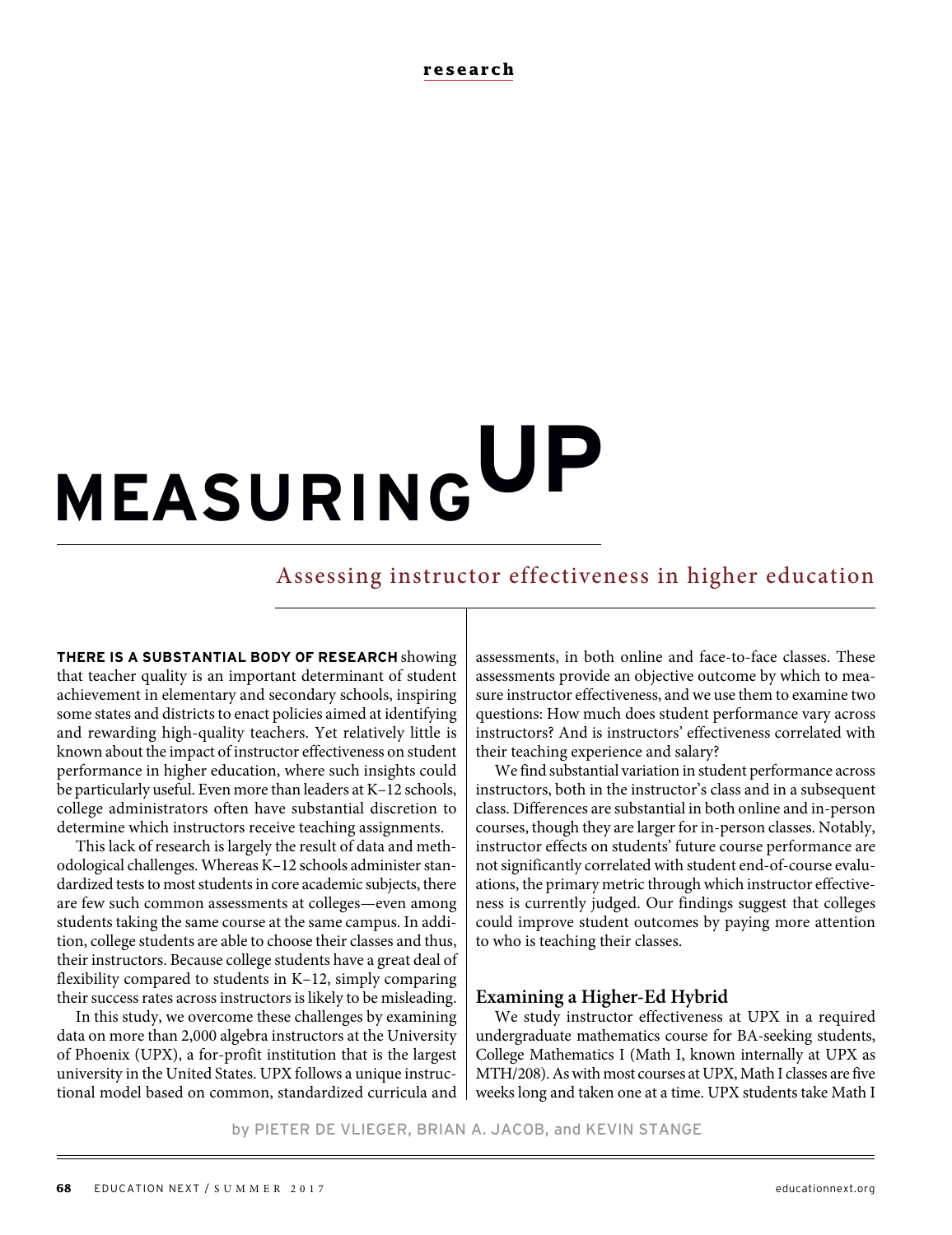research

# MEASURING UP

## Assessing instructor effectiveness in higher education

by PIETER DE VLIEGER, BRIAN A. JACOB, and KEVIN STANGE

**THERE IS A SUBSTANTIAL BODY OF RESEARCH** showing that teacher quality is an important determinant of student achievement in elementary and secondary schools, inspiring some states and districts to enact policies aimed at identifying and rewarding high-quality teachers. Yet relatively little is known about the impact of instructor effectiveness on student performance in higher education, where such insights could be particularly useful. Even more than leaders at K–12 schools, college administrators often have substantial discretion to determine which instructors receive teaching assignments.

This lack of research is largely the result of data and methodological challenges. Whereas K–12 schools administer standardized tests to most students in core academic subjects, there are few such common assessments at colleges—even among students taking the same course at the same campus. In addition, college students are able to choose their classes and thus, their instructors. Because college students have a great deal of flexibility compared to students in K–12, simply comparing their success rates across instructors is likely to be misleading.

In this study, we overcome these challenges by examining data on more than 2,000 algebra instructors at the University of Phoenix (UPX), a for-profit institution that is the largest university in the United States. UPX follows a unique instructional model based on common, standardized curricula and assessments, in both online and face-to-face classes. These assessments provide an objective outcome by which to measure instructor effectiveness, and we use them to examine two questions: How much does student performance vary across instructors? And is instructors' effectiveness correlated with their teaching experience and salary?

We find substantial variation in student performance across instructors, both in the instructor's class and in a subsequent class. Differences are substantial in both online and in-person courses, though they are larger for in-person classes. Notably, instructor effects on students' future course performance are not significantly correlated with student end-of-course evaluations, the primary metric through which instructor effectiveness is currently judged. Our findings suggest that colleges could improve student outcomes by paying more attention to who is teaching their classes.

### Examining a Higher-Ed Hybrid

We study instructor effectiveness at UPX in a required undergraduate mathematics course for BA-seeking students, College Mathematics I (Math I, known internally at UPX as MTH/208). As with most courses at UPX, Math I classes are five weeks long and taken one at a time. UPX students take Math I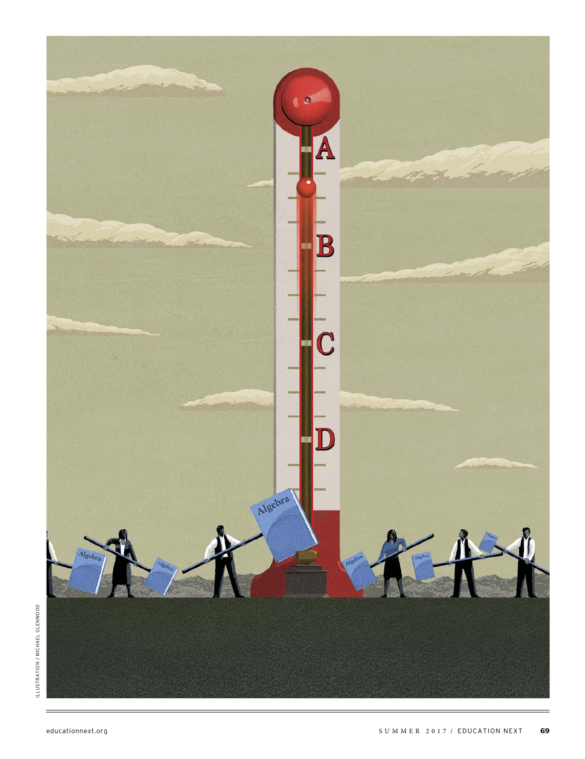ILLUSTRATION / MICHAEL GLENWOOD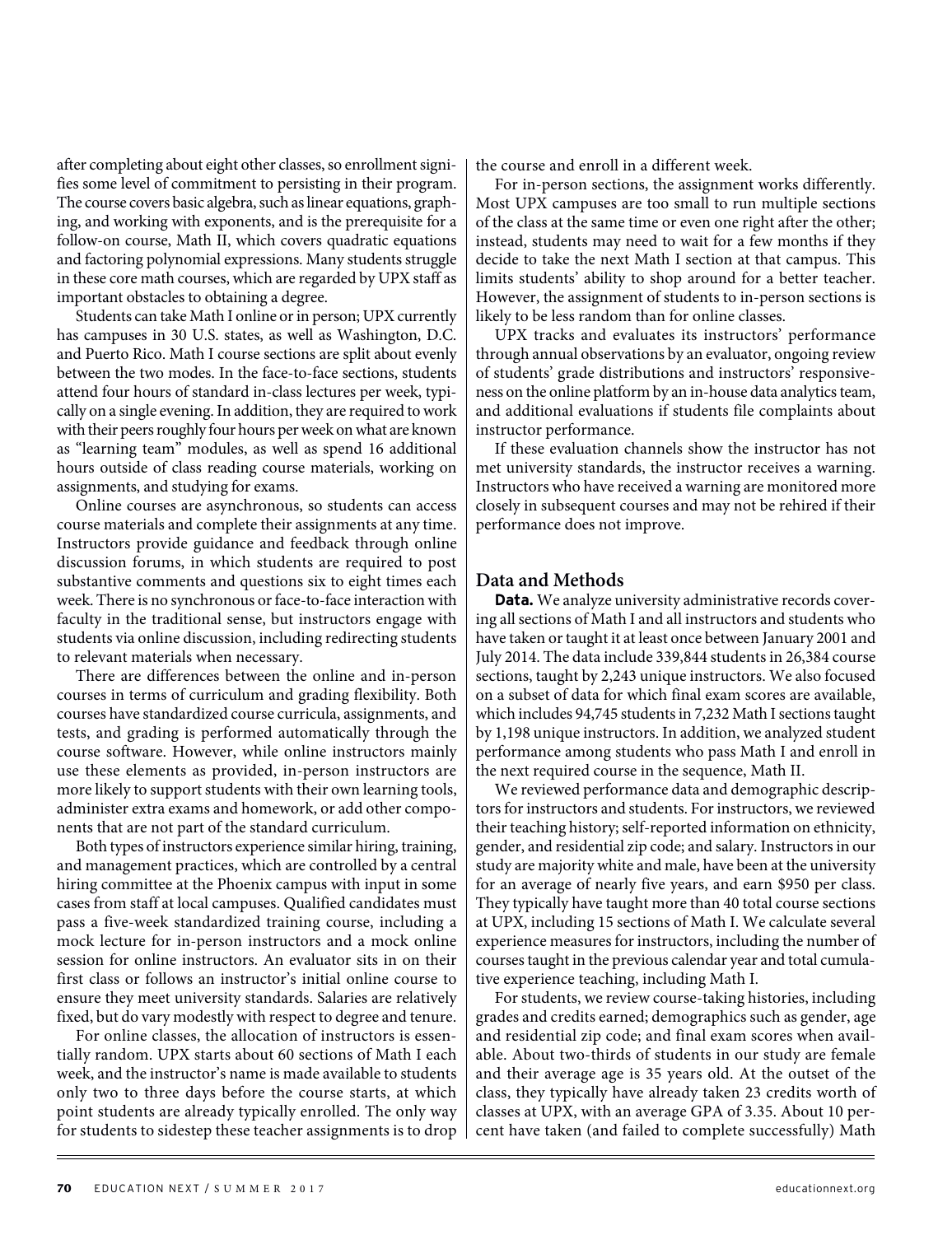after completing about eight other classes, so enrollment signifies some level of commitment to persisting in their program. The course covers basic algebra, such as linear equations, graphing, and working with exponents, and is the prerequisite for a follow-on course, Math II, which covers quadratic equations and factoring polynomial expressions. Many students struggle in these core math courses, which are regarded by UPX staff as important obstacles to obtaining a degree.

Students can take Math I online or in person; UPX currently has campuses in 30 U.S. states, as well as Washington, D.C. and Puerto Rico. Math I course sections are split about evenly between the two modes. In the face-to-face sections, students attend four hours of standard in-class lectures per week, typically on a single evening. In addition, they are required to work with their peers roughly four hours per week on what are known as "learning team" modules, as well as spend 16 additional hours outside of class reading course materials, working on assignments, and studying for exams.

Online courses are asynchronous, so students can access course materials and complete their assignments at any time. Instructors provide guidance and feedback through online discussion forums, in which students are required to post substantive comments and questions six to eight times each week. There is no synchronous or face-to-face interaction with faculty in the traditional sense, but instructors engage with students via online discussion, including redirecting students to relevant materials when necessary.

There are differences between the online and in-person courses in terms of curriculum and grading flexibility. Both courses have standardized course curricula, assignments, and tests, and grading is performed automatically through the course software. However, while online instructors mainly use these elements as provided, in-person instructors are more likely to support students with their own learning tools, administer extra exams and homework, or add other components that are not part of the standard curriculum.

Both types of instructors experience similar hiring, training, and management practices, which are controlled by a central hiring committee at the Phoenix campus with input in some cases from staff at local campuses. Qualified candidates must pass a five-week standardized training course, including a mock lecture for in-person instructors and a mock online session for online instructors. An evaluator sits in on their first class or follows an instructor's initial online course to ensure they meet university standards. Salaries are relatively fixed, but do vary modestly with respect to degree and tenure.

For online classes, the allocation of instructors is essentially random. UPX starts about 60 sections of Math I each week, and the instructor's name is made available to students only two to three days before the course starts, at which point students are already typically enrolled. The only way for students to sidestep these teacher assignments is to drop the course and enroll in a different week.

For in-person sections, the assignment works differently. Most UPX campuses are too small to run multiple sections of the class at the same time or even one right after the other; instead, students may need to wait for a few months if they decide to take the next Math I section at that campus. This limits students' ability to shop around for a better teacher. However, the assignment of students to in-person sections is likely to be less random than for online classes.

UPX tracks and evaluates its instructors' performance through annual observations by an evaluator, ongoing review of students' grade distributions and instructors' responsiveness on the online platform by an in-house data analytics team, and additional evaluations if students file complaints about instructor performance.

If these evaluation channels show the instructor has not met university standards, the instructor receives a warning. Instructors who have received a warning are monitored more closely in subsequent courses and may not be rehired if their performance does not improve.

## Data and Methods

**Data.** We analyze university administrative records covering all sections of Math I and all instructors and students who have taken or taught it at least once between January 2001 and July 2014. The data include 339,844 students in 26,384 course sections, taught by 2,243 unique instructors. We also focused on a subset of data for which final exam scores are available, which includes 94,745 students in 7,232 Math I sections taught by 1,198 unique instructors. In addition, we analyzed student performance among students who pass Math I and enroll in the next required course in the sequence, Math II.

We reviewed performance data and demographic descriptors for instructors and students. For instructors, we reviewed their teaching history; self-reported information on ethnicity, gender, and residential zip code; and salary. Instructors in our study are majority white and male, have been at the university for an average of nearly five years, and earn \$950 per class. They typically have taught more than 40 total course sections at UPX, including 15 sections of Math I. We calculate several experience measures for instructors, including the number of courses taught in the previous calendar year and total cumulative experience teaching, including Math I.

For students, we review course-taking histories, including grades and credits earned; demographics such as gender, age and residential zip code; and final exam scores when available. About two-thirds of students in our study are female and their average age is 35 years old. At the outset of the class, they typically have already taken 23 credits worth of classes at UPX, with an average GPA of 3.35. About 10 percent have taken (and failed to complete successfully) Math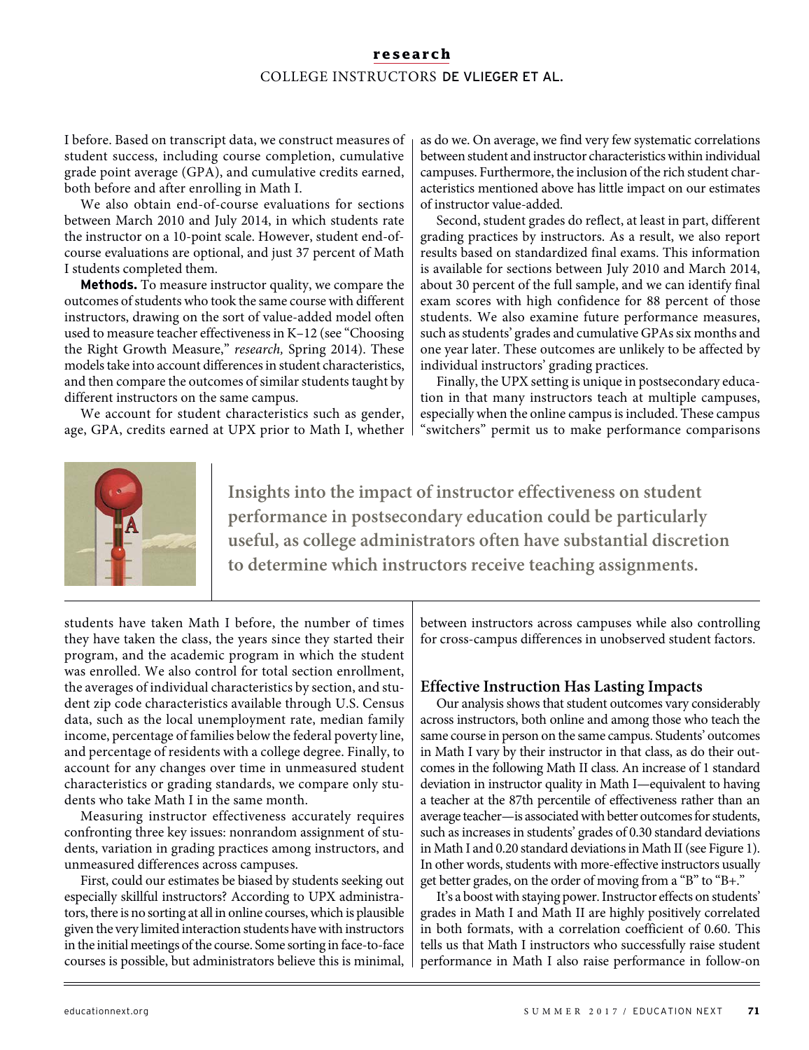I before. Based on transcript data, we construct measures of student success, including course completion, cumulative grade point average (GPA), and cumulative credits earned, both before and after enrolling in Math I.

We also obtain end-of-course evaluations for sections between March 2010 and July 2014, in which students rate the instructor on a 10-point scale. However, student end-of-course evaluations are optional, and just 37 percent of Math I students completed them.

**Methods.** To measure instructor quality, we compare the outcomes of students who took the same course with different instructors, drawing on the sort of value-added model often used to measure teacher effectiveness in K–12 (see "Choosing the Right Growth Measure," *research,* Spring 2014). These models take into account differences in student characteristics, and then compare the outcomes of similar students taught by different instructors on the same campus.

We account for student characteristics such as gender, age, GPA, credits earned at UPX prior to Math I, whether students have taken Math I before, the number of times they have taken the class, the years since they started their program, and the academic program in which the student was enrolled. We also control for total section enrollment, the averages of individual characteristics by section, and student zip code characteristics available through U.S. Census data, such as the local unemployment rate, median family income, percentage of families below the federal poverty line, and percentage of residents with a college degree. Finally, to account for any changes over time in unmeasured student characteristics or grading standards, we compare only students who take Math I in the same month.

Measuring instructor effectiveness accurately requires confronting three key issues: nonrandom assignment of students, variation in grading practices among instructors, and unmeasured differences across campuses.

First, could our estimates be biased by students seeking out especially skillful instructors? According to UPX administrators, there is no sorting at all in online courses, which is plausible given the very limited interaction students have with instructors in the initial meetings of the course. Some sorting in face-to-face courses is possible, but administrators believe this is minimal, as do we. On average, we find very few systematic correlations between student and instructor characteristics within individual campuses. Furthermore, the inclusion of the rich student characteristics mentioned above has little impact on our estimates of instructor value-added.

Second, student grades do reflect, at least in part, different grading practices by instructors. As a result, we also report results based on standardized final exams. This information is available for sections between July 2010 and March 2014, about 30 percent of the full sample, and we can identify final exam scores with high confidence for 88 percent of those students. We also examine future performance measures, such as students' grades and cumulative GPAs six months and one year later. These outcomes are unlikely to be affected by individual instructors' grading practices.

Finally, the UPX setting is unique in postsecondary education in that many instructors teach at multiple campuses, especially when the online campus is included. These campus "switchers" permit us to make performance comparisons between instructors across campuses while also controlling for cross-campus differences in unobserved student factors.

**Insights into the impact of instructor effectiveness on student performance in postsecondary education could be particularly useful, as college administrators often have substantial discretion to determine which instructors receive teaching assignments.**

## Effective Instruction Has Lasting Impacts

Our analysis shows that student outcomes vary considerably across instructors, both online and among those who teach the same course in person on the same campus. Students' outcomes in Math I vary by their instructor in that class, as do their outcomes in the following Math II class. An increase of 1 standard deviation in instructor quality in Math I—equivalent to having a teacher at the 87th percentile of effectiveness rather than an average teacher—is associated with better outcomes for students, such as increases in students' grades of 0.30 standard deviations in Math I and 0.20 standard deviations in Math II (see Figure 1). In other words, students with more-effective instructors usually get better grades, on the order of moving from a "B" to "B+."

It's a boost with staying power. Instructor effects on students' grades in Math I and Math II are highly positively correlated in both formats, with a correlation coefficient of 0.60. This tells us that Math I instructors who successfully raise student performance in Math I also raise performance in follow-on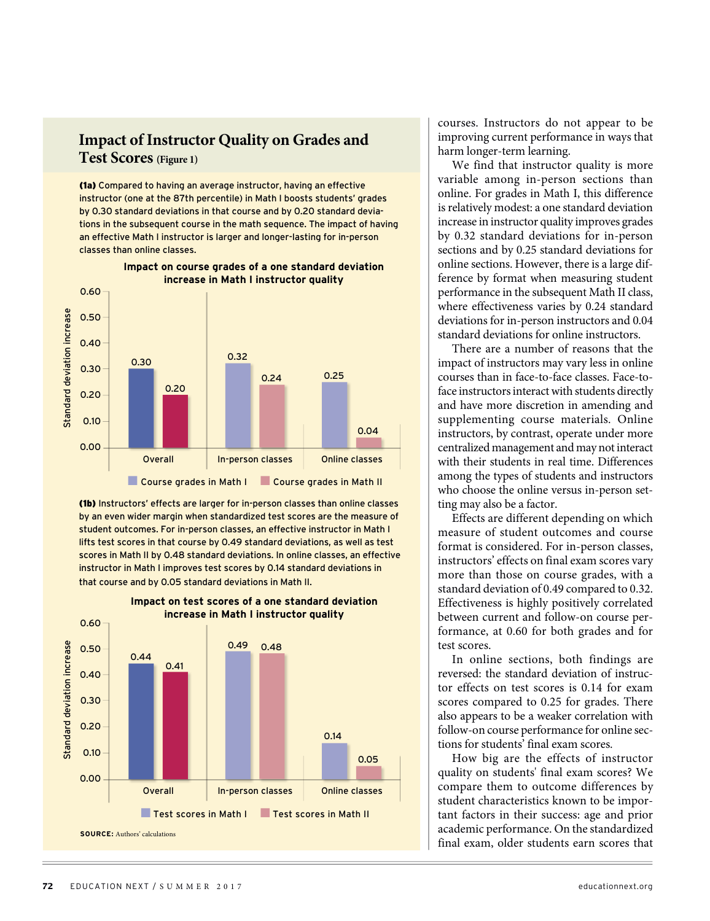## Impact of Instructor Quality on Grades and Test Scores (Figure 1)

**(1a)** Compared to having an average instructor, having an effective instructor (one at the 87th percentile) in Math I boosts students' grades by 0.30 standard deviations in that course and by 0.20 standard deviations in the subsequent course in the math sequence. The impact of having an effective Math I instructor is larger and longer-lasting for in-person classes than online classes.

**Impact on course grades of a one standard deviation increase in Math I instructor quality**

| | Course grades in Math I | Course grades in Math II |
|---|---|---|
| Overall | 0.30 | 0.20 |
| In-person classes | 0.32 | 0.24 |
| Online classes | 0.25 | 0.04 |

(Standard deviation increase)

**(1b)** Instructors' effects are larger for in-person classes than online classes by an even wider margin when standardized test scores are the measure of student outcomes. For in-person classes, an effective instructor in Math I lifts test scores in that course by 0.49 standard deviations, as well as test scores in Math II by 0.48 standard deviations. In online classes, an effective instructor in Math I improves test scores by 0.14 standard deviations in that course and by 0.05 standard deviations in Math II.

**Impact on test scores of a one standard deviation increase in Math I instructor quality**

| | Test scores in Math I | Test scores in Math II |
|---|---|---|
| Overall | 0.44 | 0.41 |
| In-person classes | 0.49 | 0.48 |
| Online classes | 0.14 | 0.05 |

(Standard deviation increase)

**SOURCE:** Authors' calculations

courses. Instructors do not appear to be improving current performance in ways that harm longer-term learning.

We find that instructor quality is more variable among in-person sections than online. For grades in Math I, this difference is relatively modest: a one standard deviation increase in instructor quality improves grades by 0.32 standard deviations for in-person sections and by 0.25 standard deviations for online sections. However, there is a large difference by format when measuring student performance in the subsequent Math II class, where effectiveness varies by 0.24 standard deviations for in-person instructors and 0.04 standard deviations for online instructors.

There are a number of reasons that the impact of instructors may vary less in online courses than in face-to-face classes. Face-to-face instructors interact with students directly and have more discretion in amending and supplementing course materials. Online instructors, by contrast, operate under more centralized management and may not interact with their students in real time. Differences among the types of students and instructors who choose the online versus in-person setting may also be a factor.

Effects are different depending on which measure of student outcomes and course format is considered. For in-person classes, instructors' effects on final exam scores vary more than those on course grades, with a standard deviation of 0.49 compared to 0.32. Effectiveness is highly positively correlated between current and follow-on course performance, at 0.60 for both grades and for test scores.

In online sections, both findings are reversed: the standard deviation of instructor effects on test scores is 0.14 for exam scores compared to 0.25 for grades. There also appears to be a weaker correlation with follow-on course performance for online sections for students' final exam scores.

How big are the effects of instructor quality on students' final exam scores? We compare them to outcome differences by student characteristics known to be important factors in their success: age and prior academic performance. On the standardized final exam, older students earn scores that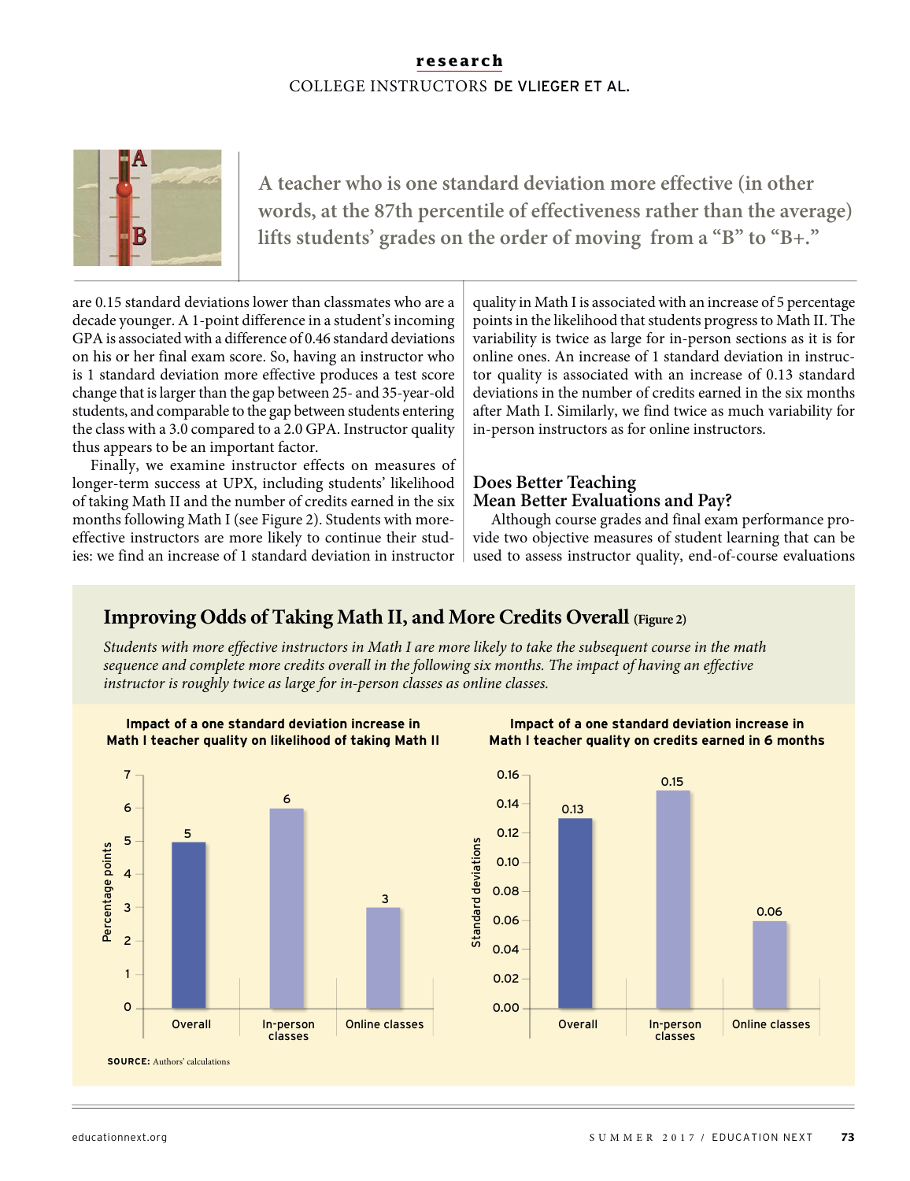> A teacher who is one standard deviation more effective (in other words, at the 87th percentile of effectiveness rather than the average) lifts students' grades on the order of moving from a "B" to "B+."

are 0.15 standard deviations lower than classmates who are a decade younger. A 1-point difference in a student's incoming GPA is associated with a difference of 0.46 standard deviations on his or her final exam score. So, having an instructor who is 1 standard deviation more effective produces a test score change that is larger than the gap between 25- and 35-year-old students, and comparable to the gap between students entering the class with a 3.0 compared to a 2.0 GPA. Instructor quality thus appears to be an important factor.

Finally, we examine instructor effects on measures of longer-term success at UPX, including students' likelihood of taking Math II and the number of credits earned in the six months following Math I (see Figure 2). Students with more-effective instructors are more likely to continue their studies: we find an increase of 1 standard deviation in instructor quality in Math I is associated with an increase of 5 percentage points in the likelihood that students progress to Math II. The variability is twice as large for in-person sections as it is for online ones. An increase of 1 standard deviation in instructor quality is associated with an increase of 0.13 standard deviations in the number of credits earned in the six months after Math I. Similarly, we find twice as much variability for in-person instructors as for online instructors.

## Does Better Teaching Mean Better Evaluations and Pay?

Although course grades and final exam performance provide two objective measures of student learning that can be used to assess instructor quality, end-of-course evaluations

### Improving Odds of Taking Math II, and More Credits Overall (Figure 2)

*Students with more effective instructors in Math I are more likely to take the subsequent course in the math sequence and complete more credits overall in the following six months. The impact of having an effective instructor is roughly twice as large for in-person classes as online classes.*

**Impact of a one standard deviation increase in Math I teacher quality on likelihood of taking Math II** (Percentage points)

| | Overall | In-person classes | Online classes |
|---|---|---|---|
| Percentage points | 5 | 6 | 3 |

**Impact of a one standard deviation increase in Math I teacher quality on credits earned in 6 months** (Standard deviations)

| | Overall | In-person classes | Online classes |
|---|---|---|---|
| Standard deviations | 0.13 | 0.15 | 0.06 |

**SOURCE:** Authors' calculations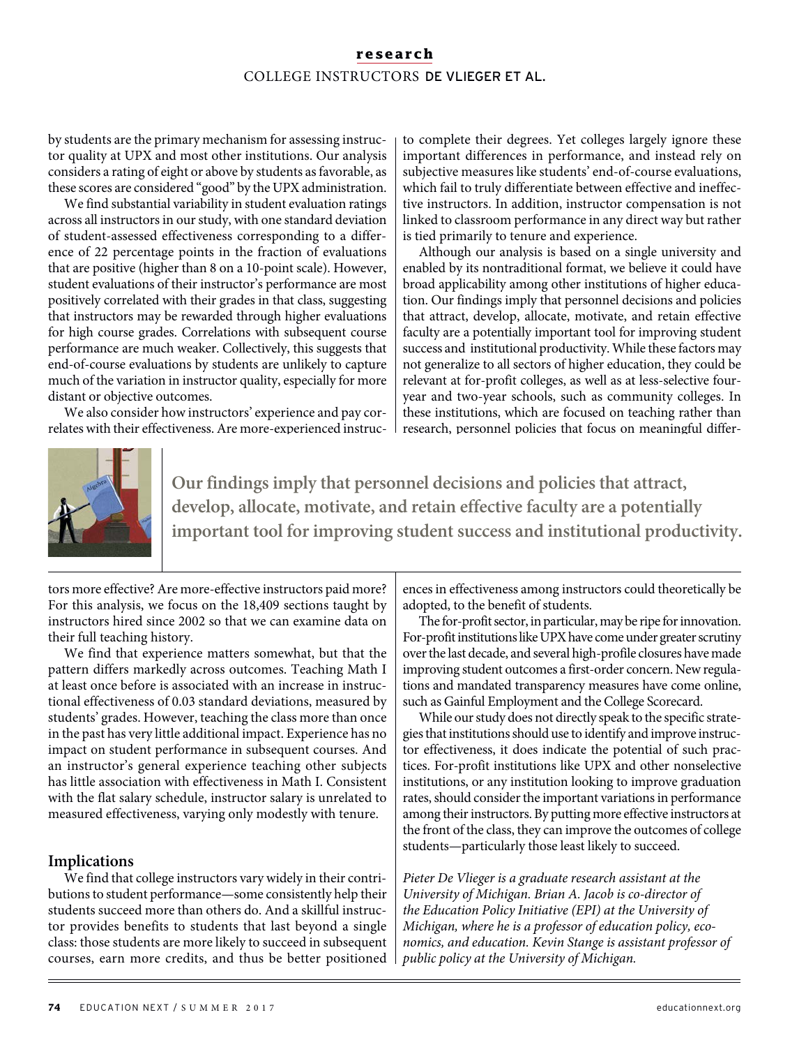by students are the primary mechanism for assessing instructor quality at UPX and most other institutions. Our analysis considers a rating of eight or above by students as favorable, as these scores are considered "good" by the UPX administration.

We find substantial variability in student evaluation ratings across all instructors in our study, with one standard deviation of student-assessed effectiveness corresponding to a difference of 22 percentage points in the fraction of evaluations that are positive (higher than 8 on a 10-point scale). However, student evaluations of their instructor's performance are most positively correlated with their grades in that class, suggesting that instructors may be rewarded through higher evaluations for high course grades. Correlations with subsequent course performance are much weaker. Collectively, this suggests that end-of-course evaluations by students are unlikely to capture much of the variation in instructor quality, especially for more distant or objective outcomes.

We also consider how instructors' experience and pay correlates with their effectiveness. Are more-experienced instructors more effective? Are more-effective instructors paid more? For this analysis, we focus on the 18,409 sections taught by instructors hired since 2002 so that we can examine data on their full teaching history.

We find that experience matters somewhat, but that the pattern differs markedly across outcomes. Teaching Math I at least once before is associated with an increase in instructional effectiveness of 0.03 standard deviations, measured by students' grades. However, teaching the class more than once in the past has very little additional impact. Experience has no impact on student performance in subsequent courses. And an instructor's general experience teaching other subjects has little association with effectiveness in Math I. Consistent with the flat salary schedule, instructor salary is unrelated to measured effectiveness, varying only modestly with tenure.

## Implications

We find that college instructors vary widely in their contributions to student performance—some consistently help their students succeed more than others do. And a skillful instructor provides benefits to students that last beyond a single class: those students are more likely to succeed in subsequent courses, earn more credits, and thus be better positioned to complete their degrees. Yet colleges largely ignore these important differences in performance, and instead rely on subjective measures like students' end-of-course evaluations, which fail to truly differentiate between effective and ineffective instructors. In addition, instructor compensation is not linked to classroom performance in any direct way but rather is tied primarily to tenure and experience.

Although our analysis is based on a single university and enabled by its nontraditional format, we believe it could have broad applicability among other institutions of higher education. Our findings imply that personnel decisions and policies that attract, develop, allocate, motivate, and retain effective faculty are a potentially important tool for improving student success and institutional productivity. While these factors may not generalize to all sectors of higher education, they could be relevant at for-profit colleges, as well as at less-selective four-year and two-year schools, such as community colleges. In these institutions, which are focused on teaching rather than research, personnel policies that focus on meaningful differences in effectiveness among instructors could theoretically be adopted, to the benefit of students.

The for-profit sector, in particular, may be ripe for innovation. For-profit institutions like UPX have come under greater scrutiny over the last decade, and several high-profile closures have made improving student outcomes a first-order concern. New regulations and mandated transparency measures have come online, such as Gainful Employment and the College Scorecard.

While our study does not directly speak to the specific strategies that institutions should use to identify and improve instructor effectiveness, it does indicate the potential of such practices. For-profit institutions like UPX and other nonselective institutions, or any institution looking to improve graduation rates, should consider the important variations in performance among their instructors. By putting more effective instructors at the front of the class, they can improve the outcomes of college students—particularly those least likely to succeed.

**Our findings imply that personnel decisions and policies that attract, develop, allocate, motivate, and retain effective faculty are a potentially important tool for improving student success and institutional productivity.**

*Pieter De Vlieger is a graduate research assistant at the University of Michigan. Brian A. Jacob is co-director of the Education Policy Initiative (EPI) at the University of Michigan, where he is a professor of education policy, economics, and education. Kevin Stange is assistant professor of public policy at the University of Michigan.*